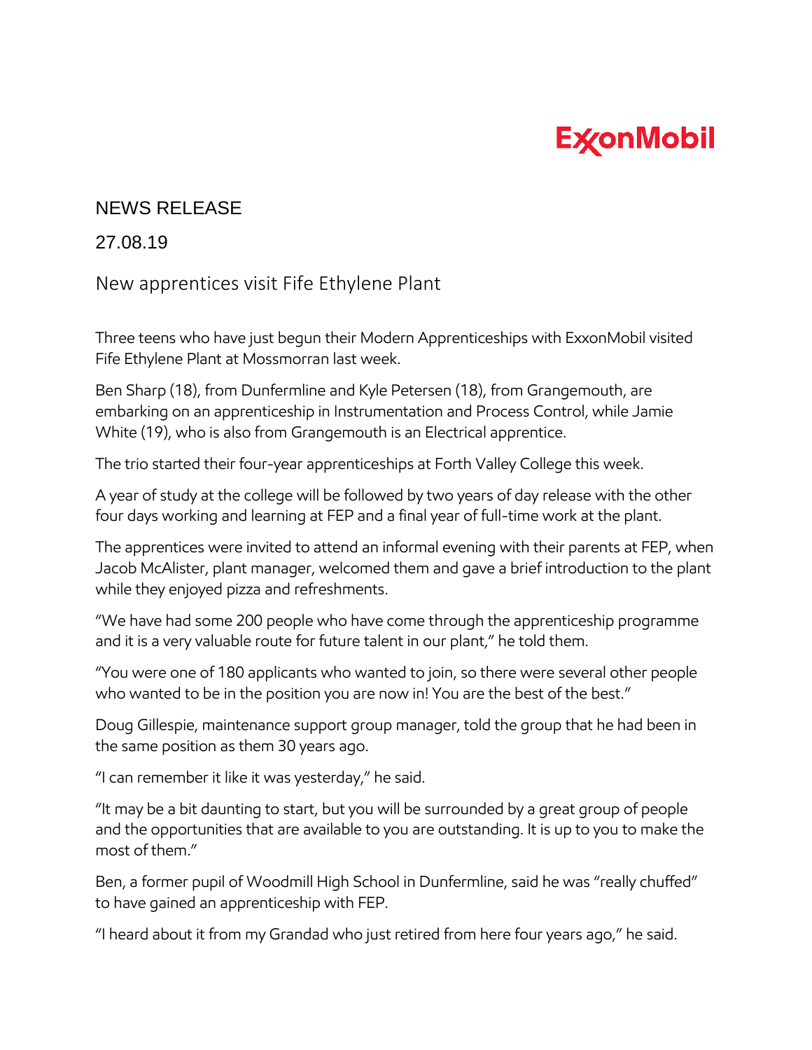ExxonMobil

NEWS RELEASE

27.08.19

# New apprentices visit Fife Ethylene Plant

Three teens who have just begun their Modern Apprenticeships with ExxonMobil visited Fife Ethylene Plant at Mossmorran last week.

Ben Sharp (18), from Dunfermline and Kyle Petersen (18), from Grangemouth, are embarking on an apprenticeship in Instrumentation and Process Control, while Jamie White (19), who is also from Grangemouth is an Electrical apprentice.

The trio started their four-year apprenticeships at Forth Valley College this week.

A year of study at the college will be followed by two years of day release with the other four days working and learning at FEP and a final year of full-time work at the plant.

The apprentices were invited to attend an informal evening with their parents at FEP, when Jacob McAlister, plant manager, welcomed them and gave a brief introduction to the plant while they enjoyed pizza and refreshments.

"We have had some 200 people who have come through the apprenticeship programme and it is a very valuable route for future talent in our plant," he told them.

"You were one of 180 applicants who wanted to join, so there were several other people who wanted to be in the position you are now in! You are the best of the best."

Doug Gillespie, maintenance support group manager, told the group that he had been in the same position as them 30 years ago.

"I can remember it like it was yesterday," he said.

"It may be a bit daunting to start, but you will be surrounded by a great group of people and the opportunities that are available to you are outstanding. It is up to you to make the most of them."

Ben, a former pupil of Woodmill High School in Dunfermline, said he was "really chuffed" to have gained an apprenticeship with FEP.

"I heard about it from my Grandad who just retired from here four years ago," he said.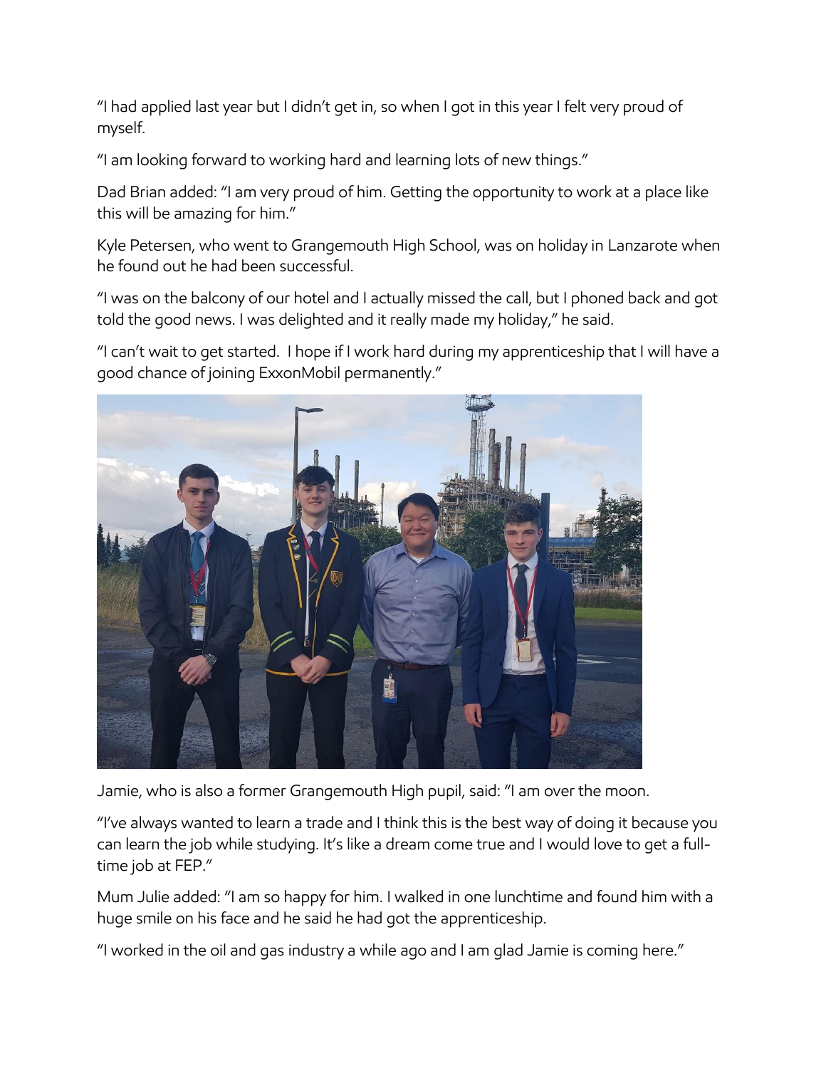"I had applied last year but I didn't get in, so when I got in this year I felt very proud of myself.

"I am looking forward to working hard and learning lots of new things."

Dad Brian added: "I am very proud of him. Getting the opportunity to work at a place like this will be amazing for him."

Kyle Petersen, who went to Grangemouth High School, was on holiday in Lanzarote when he found out he had been successful.

"I was on the balcony of our hotel and I actually missed the call, but I phoned back and got told the good news. I was delighted and it really made my holiday," he said.

"I can't wait to get started. I hope if I work hard during my apprenticeship that I will have a good chance of joining ExxonMobil permanently."

Jamie, who is also a former Grangemouth High pupil, said: "I am over the moon.

"I've always wanted to learn a trade and I think this is the best way of doing it because you can learn the job while studying. It's like a dream come true and I would love to get a full-time job at FEP."

Mum Julie added: "I am so happy for him. I walked in one lunchtime and found him with a huge smile on his face and he said he had got the apprenticeship.

"I worked in the oil and gas industry a while ago and I am glad Jamie is coming here."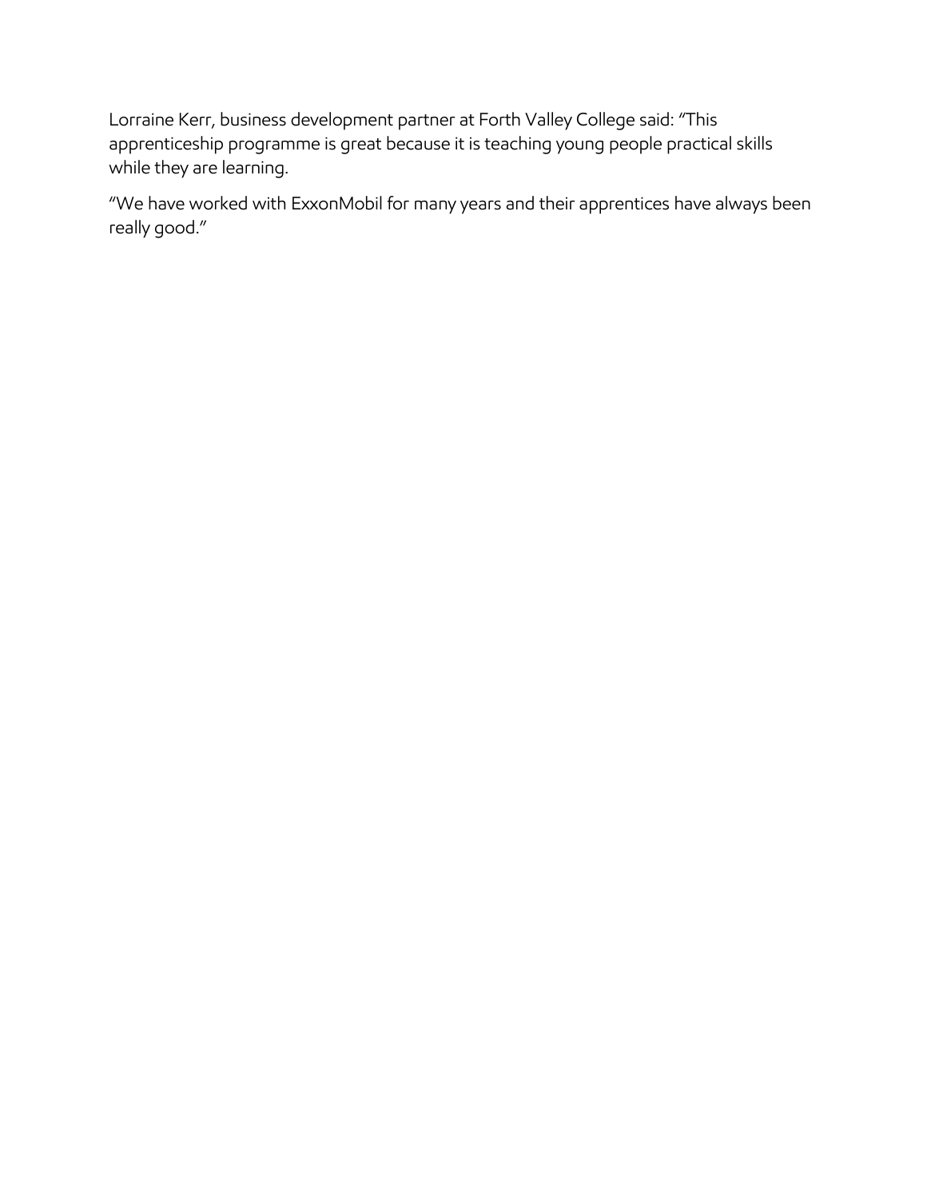Lorraine Kerr, business development partner at Forth Valley College said: "This apprenticeship programme is great because it is teaching young people practical skills while they are learning.

"We have worked with ExxonMobil for many years and their apprentices have always been really good."